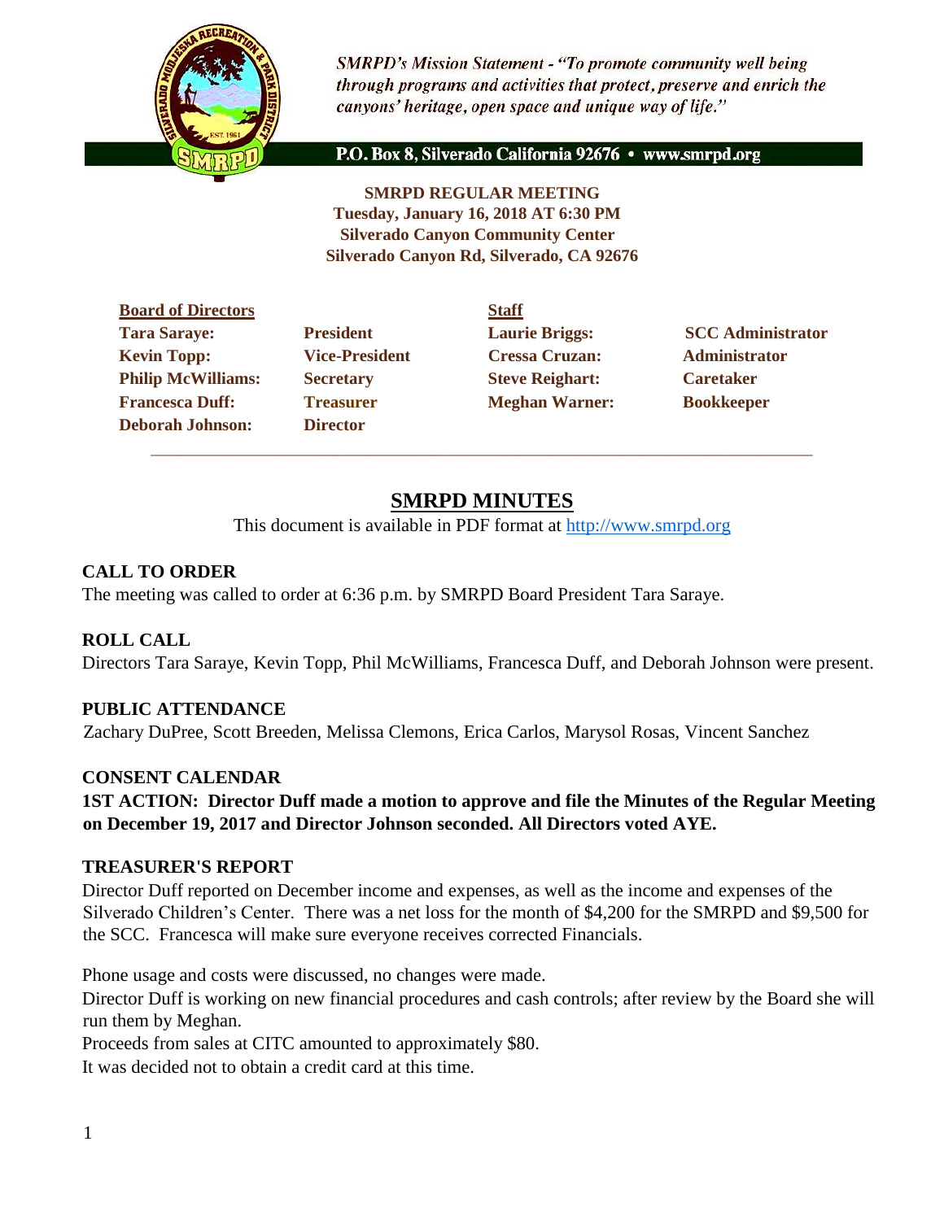*SMRPD's Mission Statement - "To promote community well being through programs and activities that protect, preserve and enrich the canyons' heritage, open space and unique way of life."*

**P.O. Box 8, Silverado California 92676 • www.smrpd.org**

**SMRPD REGULAR MEETING**
**Tuesday, January 16, 2018 AT 6:30 PM**
**Silverado Canyon Community Center**
**Silverado Canyon Rd, Silverado, CA 92676**

| **Board of Directors** | | **Staff** | |
|---|---|---|---|
| **Tara Saraye:** | **President** | **Laurie Briggs:** | **SCC Administrator** |
| **Kevin Topp:** | **Vice-President** | **Cressa Cruzan:** | **Administrator** |
| **Philip McWilliams:** | **Secretary** | **Steve Reighart:** | **Caretaker** |
| **Francesca Duff:** | **Treasurer** | **Meghan Warner:** | **Bookkeeper** |
| **Deborah Johnson:** | **Director** | | |

# SMRPD MINUTES

This document is available in PDF format at http://www.smrpd.org

## CALL TO ORDER

The meeting was called to order at 6:36 p.m. by SMRPD Board President Tara Saraye.

## ROLL CALL

Directors Tara Saraye, Kevin Topp, Phil McWilliams, Francesca Duff, and Deborah Johnson were present.

## PUBLIC ATTENDANCE

Zachary DuPree, Scott Breeden, Melissa Clemons, Erica Carlos, Marysol Rosas, Vincent Sanchez

## CONSENT CALENDAR

**1ST ACTION: Director Duff made a motion to approve and file the Minutes of the Regular Meeting on December 19, 2017 and Director Johnson seconded. All Directors voted AYE.**

## TREASURER'S REPORT

Director Duff reported on December income and expenses, as well as the income and expenses of the Silverado Children's Center. There was a net loss for the month of $4,200 for the SMRPD and $9,500 for the SCC. Francesca will make sure everyone receives corrected Financials.

Phone usage and costs were discussed, no changes were made.
Director Duff is working on new financial procedures and cash controls; after review by the Board she will run them by Meghan.
Proceeds from sales at CITC amounted to approximately $80.
It was decided not to obtain a credit card at this time.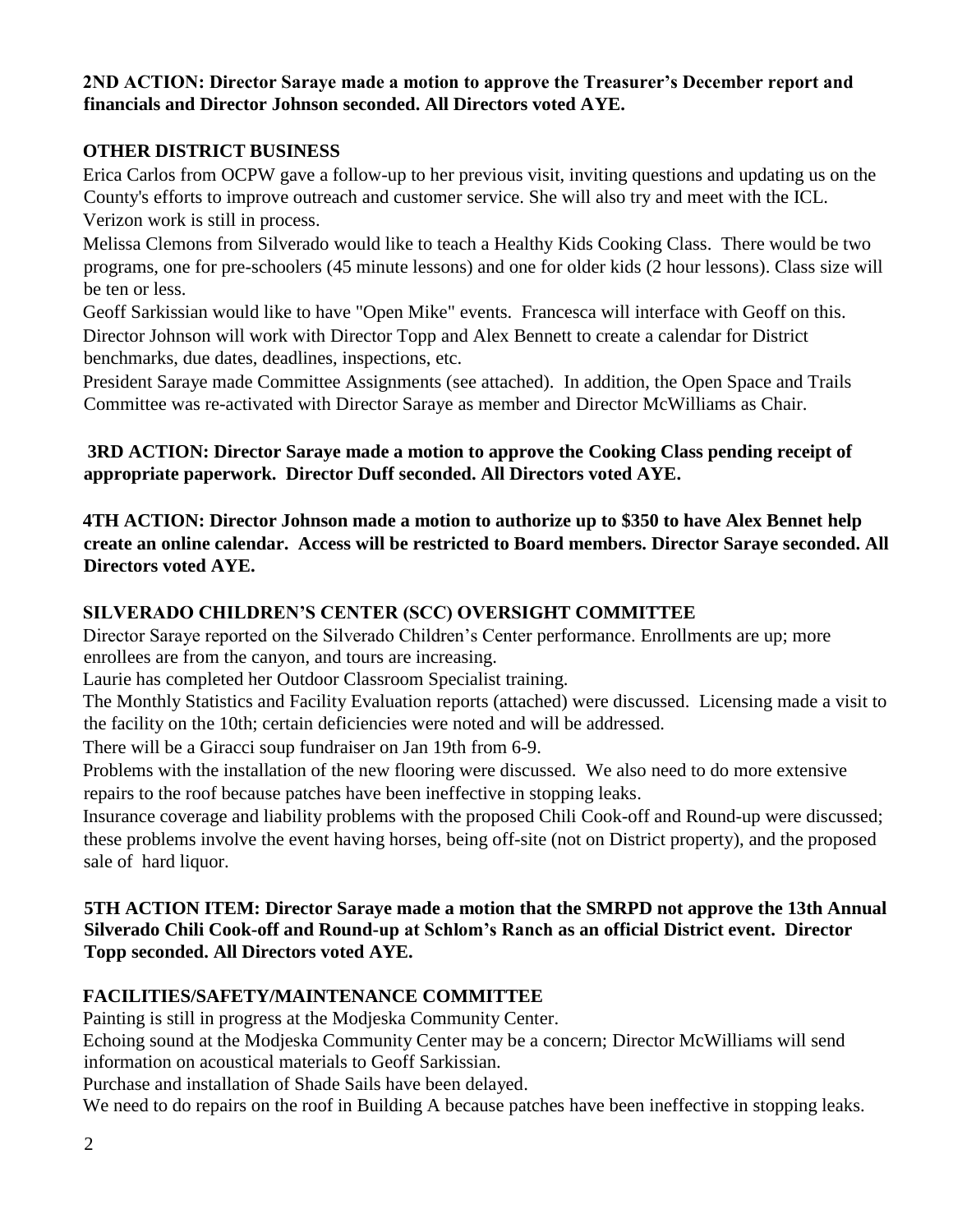**2ND ACTION: Director Saraye made a motion to approve the Treasurer's December report and financials and Director Johnson seconded. All Directors voted AYE.**

## OTHER DISTRICT BUSINESS

Erica Carlos from OCPW gave a follow-up to her previous visit, inviting questions and updating us on the County's efforts to improve outreach and customer service. She will also try and meet with the ICL. Verizon work is still in process.

Melissa Clemons from Silverado would like to teach a Healthy Kids Cooking Class. There would be two programs, one for pre-schoolers (45 minute lessons) and one for older kids (2 hour lessons). Class size will be ten or less.

Geoff Sarkissian would like to have "Open Mike" events. Francesca will interface with Geoff on this.

Director Johnson will work with Director Topp and Alex Bennett to create a calendar for District benchmarks, due dates, deadlines, inspections, etc.

President Saraye made Committee Assignments (see attached). In addition, the Open Space and Trails Committee was re-activated with Director Saraye as member and Director McWilliams as Chair.

**3RD ACTION: Director Saraye made a motion to approve the Cooking Class pending receipt of appropriate paperwork. Director Duff seconded. All Directors voted AYE.**

**4TH ACTION: Director Johnson made a motion to authorize up to $350 to have Alex Bennet help create an online calendar. Access will be restricted to Board members. Director Saraye seconded. All Directors voted AYE.**

## SILVERADO CHILDREN'S CENTER (SCC) OVERSIGHT COMMITTEE

Director Saraye reported on the Silverado Children's Center performance. Enrollments are up; more enrollees are from the canyon, and tours are increasing.

Laurie has completed her Outdoor Classroom Specialist training.

The Monthly Statistics and Facility Evaluation reports (attached) were discussed. Licensing made a visit to the facility on the 10th; certain deficiencies were noted and will be addressed.

There will be a Giracci soup fundraiser on Jan 19th from 6-9.

Problems with the installation of the new flooring were discussed. We also need to do more extensive repairs to the roof because patches have been ineffective in stopping leaks.

Insurance coverage and liability problems with the proposed Chili Cook-off and Round-up were discussed; these problems involve the event having horses, being off-site (not on District property), and the proposed sale of hard liquor.

**5TH ACTION ITEM: Director Saraye made a motion that the SMRPD not approve the 13th Annual Silverado Chili Cook-off and Round-up at Schlom's Ranch as an official District event. Director Topp seconded. All Directors voted AYE.**

## FACILITIES/SAFETY/MAINTENANCE COMMITTEE

Painting is still in progress at the Modjeska Community Center.

Echoing sound at the Modjeska Community Center may be a concern; Director McWilliams will send information on acoustical materials to Geoff Sarkissian.

Purchase and installation of Shade Sails have been delayed.

We need to do repairs on the roof in Building A because patches have been ineffective in stopping leaks.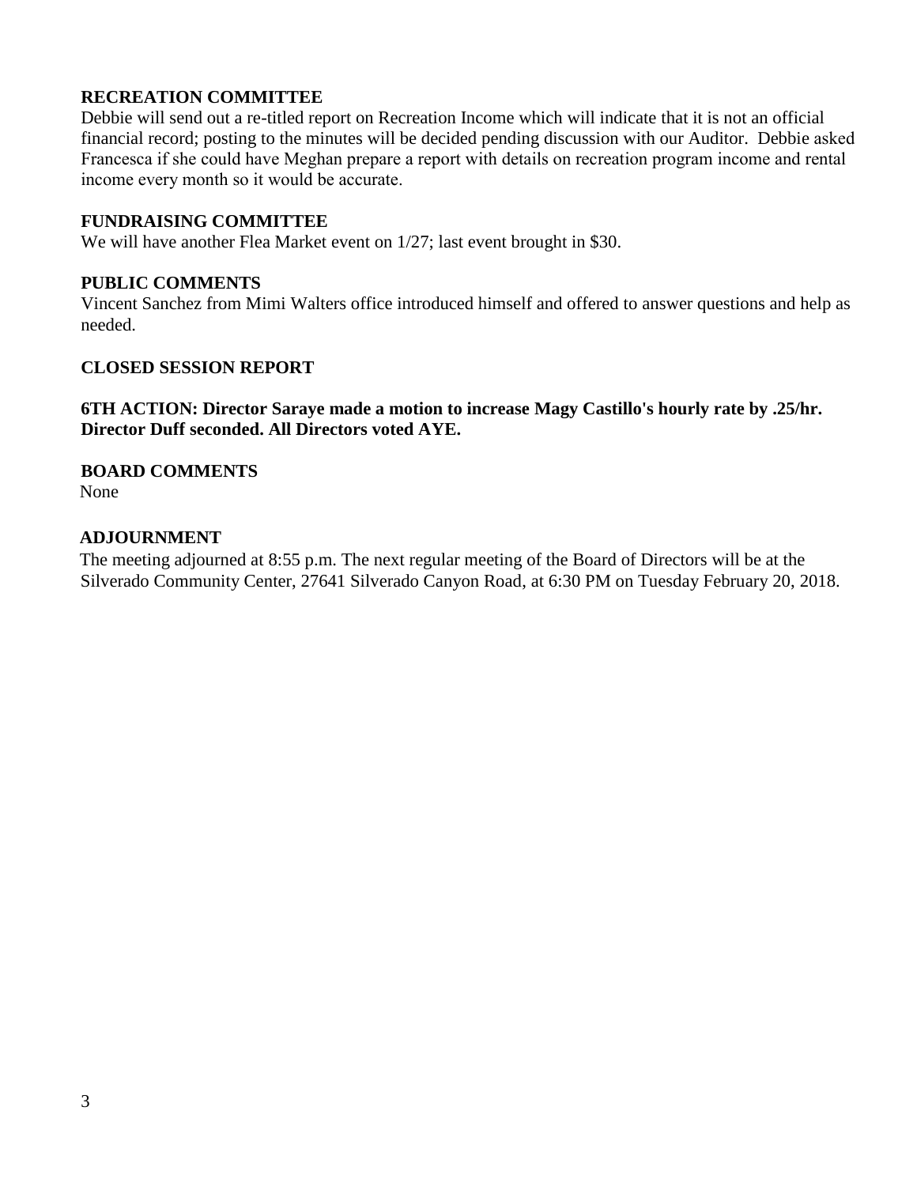## RECREATION COMMITTEE

Debbie will send out a re-titled report on Recreation Income which will indicate that it is not an official financial record; posting to the minutes will be decided pending discussion with our Auditor. Debbie asked Francesca if she could have Meghan prepare a report with details on recreation program income and rental income every month so it would be accurate.

## FUNDRAISING COMMITTEE

We will have another Flea Market event on 1/27; last event brought in $30.

## PUBLIC COMMENTS

Vincent Sanchez from Mimi Walters office introduced himself and offered to answer questions and help as needed.

## CLOSED SESSION REPORT

**6TH ACTION: Director Saraye made a motion to increase Magy Castillo's hourly rate by .25/hr. Director Duff seconded. All Directors voted AYE.**

## BOARD COMMENTS

None

## ADJOURNMENT

The meeting adjourned at 8:55 p.m. The next regular meeting of the Board of Directors will be at the Silverado Community Center, 27641 Silverado Canyon Road, at 6:30 PM on Tuesday February 20, 2018.